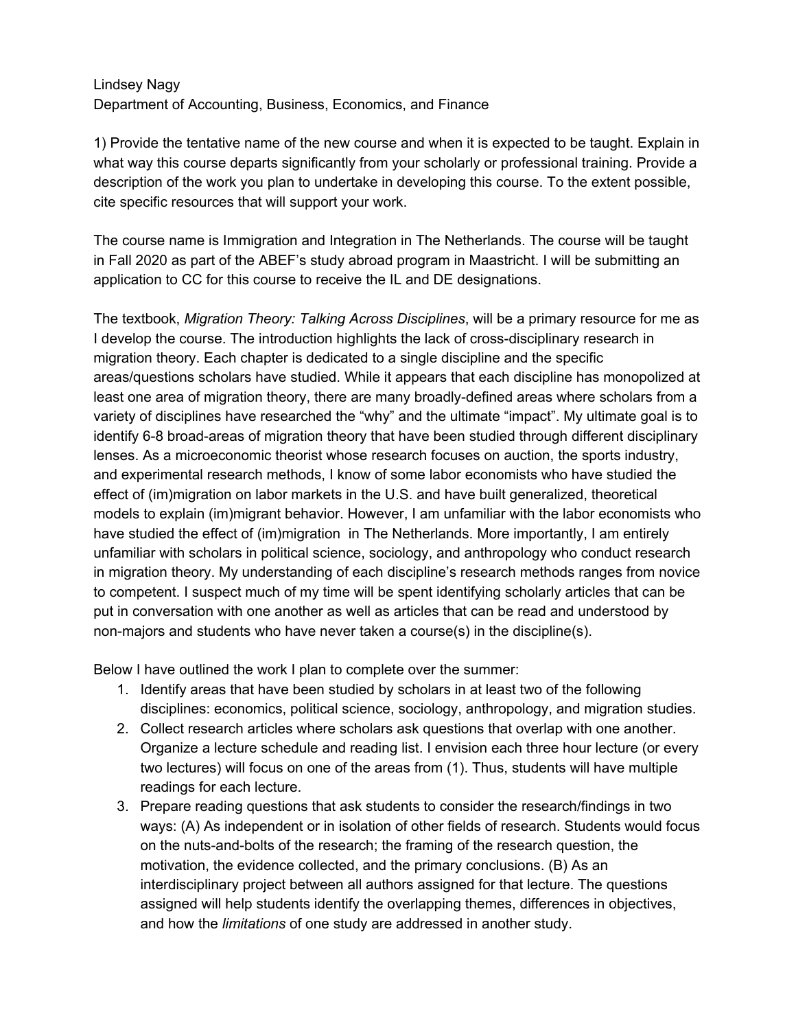Lindsey Nagy
Department of Accounting, Business, Economics, and Finance

1) Provide the tentative name of the new course and when it is expected to be taught. Explain in what way this course departs significantly from your scholarly or professional training. Provide a description of the work you plan to undertake in developing this course. To the extent possible, cite specific resources that will support your work.

The course name is Immigration and Integration in The Netherlands. The course will be taught in Fall 2020 as part of the ABEF's study abroad program in Maastricht. I will be submitting an application to CC for this course to receive the IL and DE designations.

The textbook, *Migration Theory: Talking Across Disciplines*, will be a primary resource for me as I develop the course. The introduction highlights the lack of cross-disciplinary research in migration theory. Each chapter is dedicated to a single discipline and the specific areas/questions scholars have studied. While it appears that each discipline has monopolized at least one area of migration theory, there are many broadly-defined areas where scholars from a variety of disciplines have researched the "why" and the ultimate "impact". My ultimate goal is to identify 6-8 broad-areas of migration theory that have been studied through different disciplinary lenses. As a microeconomic theorist whose research focuses on auction, the sports industry, and experimental research methods, I know of some labor economists who have studied the effect of (im)migration on labor markets in the U.S. and have built generalized, theoretical models to explain (im)migrant behavior. However, I am unfamiliar with the labor economists who have studied the effect of (im)migration in The Netherlands. More importantly, I am entirely unfamiliar with scholars in political science, sociology, and anthropology who conduct research in migration theory. My understanding of each discipline's research methods ranges from novice to competent. I suspect much of my time will be spent identifying scholarly articles that can be put in conversation with one another as well as articles that can be read and understood by non-majors and students who have never taken a course(s) in the discipline(s).

Below I have outlined the work I plan to complete over the summer:

1. Identify areas that have been studied by scholars in at least two of the following disciplines: economics, political science, sociology, anthropology, and migration studies.
2. Collect research articles where scholars ask questions that overlap with one another. Organize a lecture schedule and reading list. I envision each three hour lecture (or every two lectures) will focus on one of the areas from (1). Thus, students will have multiple readings for each lecture.
3. Prepare reading questions that ask students to consider the research/findings in two ways: (A) As independent or in isolation of other fields of research. Students would focus on the nuts-and-bolts of the research; the framing of the research question, the motivation, the evidence collected, and the primary conclusions. (B) As an interdisciplinary project between all authors assigned for that lecture. The questions assigned will help students identify the overlapping themes, differences in objectives, and how the *limitations* of one study are addressed in another study.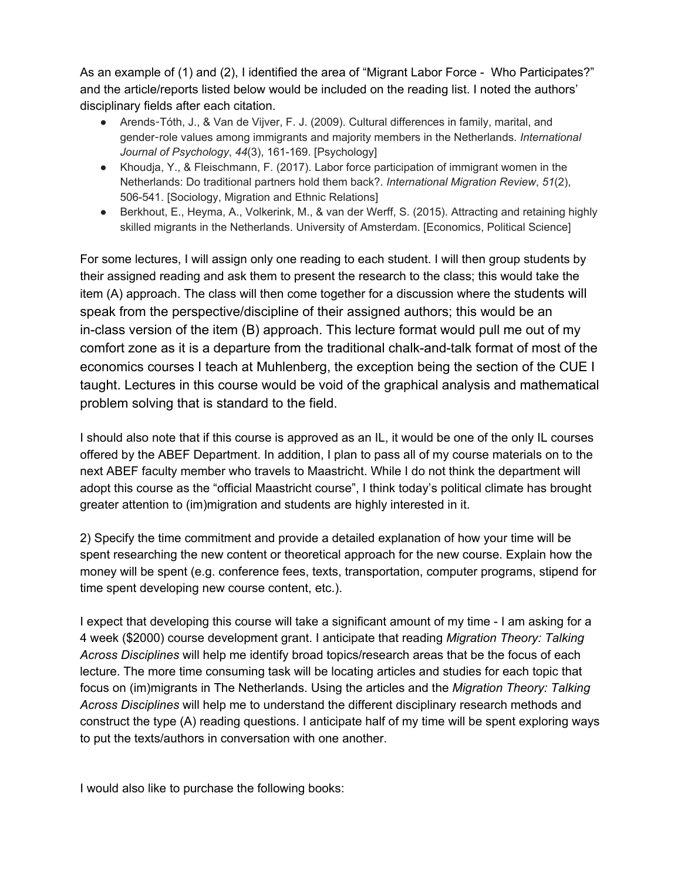As an example of (1) and (2), I identified the area of "Migrant Labor Force - Who Participates?" and the article/reports listed below would be included on the reading list. I noted the authors' disciplinary fields after each citation.

- Arends-Tóth, J., & Van de Vijver, F. J. (2009). Cultural differences in family, marital, and gender-role values among immigrants and majority members in the Netherlands. *International Journal of Psychology*, *44*(3), 161-169. [Psychology]
- Khoudja, Y., & Fleischmann, F. (2017). Labor force participation of immigrant women in the Netherlands: Do traditional partners hold them back?. *International Migration Review*, *51*(2), 506-541. [Sociology, Migration and Ethnic Relations]
- Berkhout, E., Heyma, A., Volkerink, M., & van der Werff, S. (2015). Attracting and retaining highly skilled migrants in the Netherlands. University of Amsterdam. [Economics, Political Science]

For some lectures, I will assign only one reading to each student. I will then group students by their assigned reading and ask them to present the research to the class; this would take the item (A) approach. The class will then come together for a discussion where the students will speak from the perspective/discipline of their assigned authors; this would be an in-class version of the item (B) approach. This lecture format would pull me out of my comfort zone as it is a departure from the traditional chalk-and-talk format of most of the economics courses I teach at Muhlenberg, the exception being the section of the CUE I taught. Lectures in this course would be void of the graphical analysis and mathematical problem solving that is standard to the field.

I should also note that if this course is approved as an IL, it would be one of the only IL courses offered by the ABEF Department. In addition, I plan to pass all of my course materials on to the next ABEF faculty member who travels to Maastricht. While I do not think the department will adopt this course as the "official Maastricht course", I think today's political climate has brought greater attention to (im)migration and students are highly interested in it.

2) Specify the time commitment and provide a detailed explanation of how your time will be spent researching the new content or theoretical approach for the new course. Explain how the money will be spent (e.g. conference fees, texts, transportation, computer programs, stipend for time spent developing new course content, etc.).

I expect that developing this course will take a significant amount of my time - I am asking for a 4 week ($2000) course development grant. I anticipate that reading *Migration Theory: Talking Across Disciplines* will help me identify broad topics/research areas that be the focus of each lecture. The more time consuming task will be locating articles and studies for each topic that focus on (im)migrants in The Netherlands. Using the articles and the *Migration Theory: Talking Across Disciplines* will help me to understand the different disciplinary research methods and construct the type (A) reading questions. I anticipate half of my time will be spent exploring ways to put the texts/authors in conversation with one another.

I would also like to purchase the following books: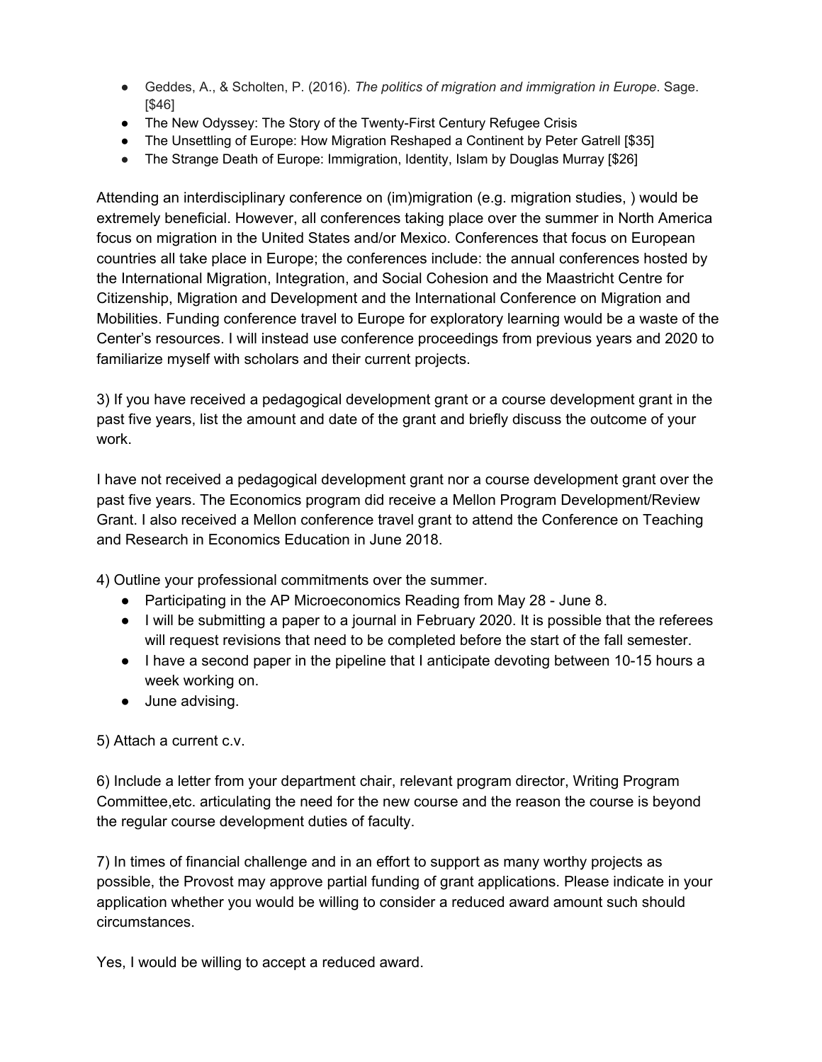- Geddes, A., & Scholten, P. (2016). *The politics of migration and immigration in Europe*. Sage. [$46]
- The New Odyssey: The Story of the Twenty-First Century Refugee Crisis
- The Unsettling of Europe: How Migration Reshaped a Continent by Peter Gatrell [$35]
- The Strange Death of Europe: Immigration, Identity, Islam by Douglas Murray [$26]

Attending an interdisciplinary conference on (im)migration (e.g. migration studies, ) would be extremely beneficial. However, all conferences taking place over the summer in North America focus on migration in the United States and/or Mexico. Conferences that focus on European countries all take place in Europe; the conferences include: the annual conferences hosted by the International Migration, Integration, and Social Cohesion and the Maastricht Centre for Citizenship, Migration and Development and the International Conference on Migration and Mobilities. Funding conference travel to Europe for exploratory learning would be a waste of the Center's resources. I will instead use conference proceedings from previous years and 2020 to familiarize myself with scholars and their current projects.

3) If you have received a pedagogical development grant or a course development grant in the past five years, list the amount and date of the grant and briefly discuss the outcome of your work.

I have not received a pedagogical development grant nor a course development grant over the past five years. The Economics program did receive a Mellon Program Development/Review Grant. I also received a Mellon conference travel grant to attend the Conference on Teaching and Research in Economics Education in June 2018.

4) Outline your professional commitments over the summer.

- Participating in the AP Microeconomics Reading from May 28 - June 8.
- I will be submitting a paper to a journal in February 2020. It is possible that the referees will request revisions that need to be completed before the start of the fall semester.
- I have a second paper in the pipeline that I anticipate devoting between 10-15 hours a week working on.
- June advising.

5) Attach a current c.v.

6) Include a letter from your department chair, relevant program director, Writing Program Committee,etc. articulating the need for the new course and the reason the course is beyond the regular course development duties of faculty.

7) In times of financial challenge and in an effort to support as many worthy projects as possible, the Provost may approve partial funding of grant applications. Please indicate in your application whether you would be willing to consider a reduced award amount such should circumstances.

Yes, I would be willing to accept a reduced award.